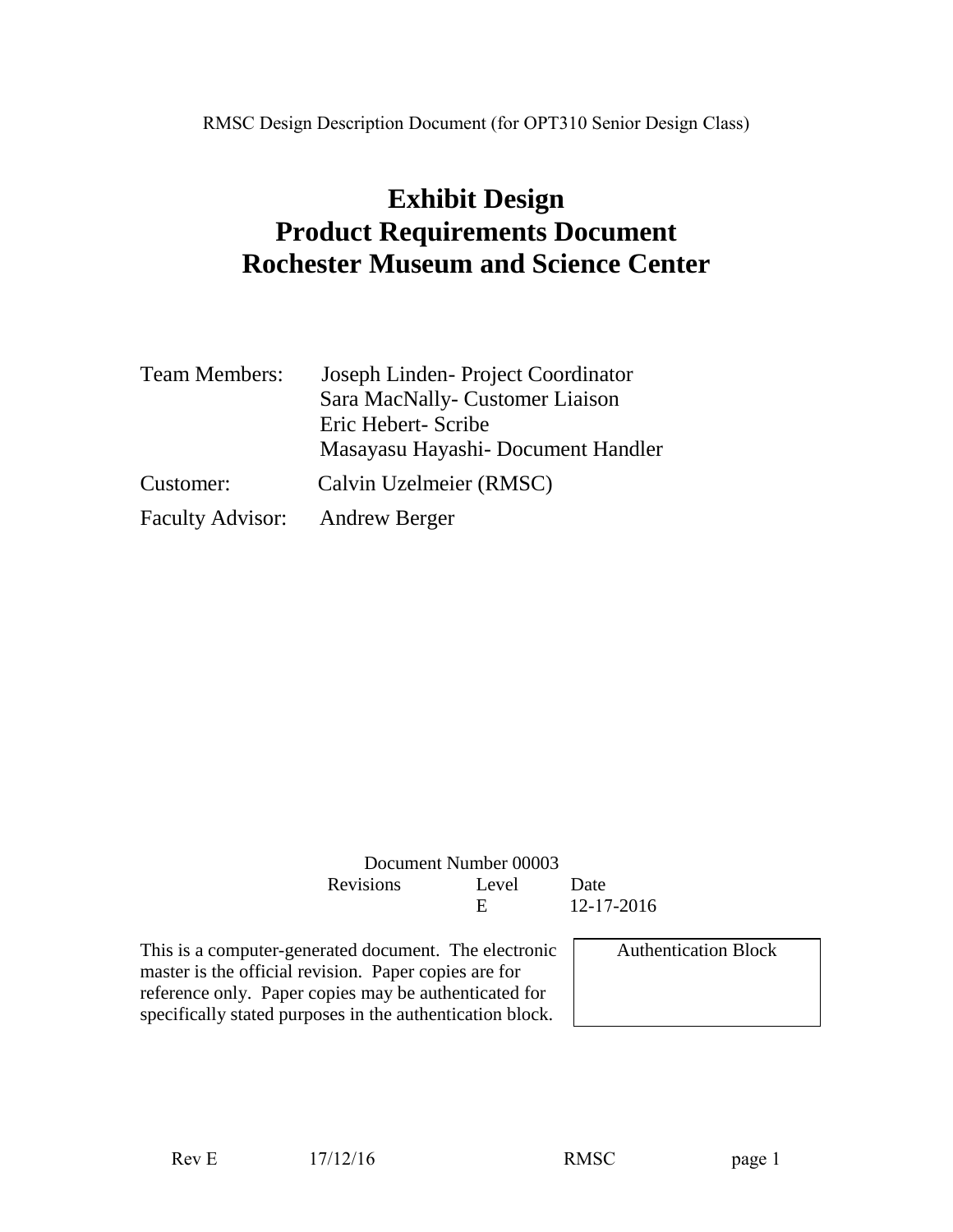RMSC Design Description Document (for OPT310 Senior Design Class)

# Exhibit Design
# Product Requirements Document
# Rochester Museum and Science Center

Team Members: Joseph Linden- Project Coordinator
Sara MacNally- Customer Liaison
Eric Hebert- Scribe
Masayasu Hayashi- Document Handler

Customer: Calvin Uzelmeier (RMSC)

Faculty Advisor: Andrew Berger

Document Number 00003

| Revisions | Level | Date |
|---|---|---|
| | E | 12-17-2016 |

This is a computer-generated document. The electronic master is the official revision. Paper copies are for reference only. Paper copies may be authenticated for specifically stated purposes in the authentication block.

| Authentication Block |
|---|
| |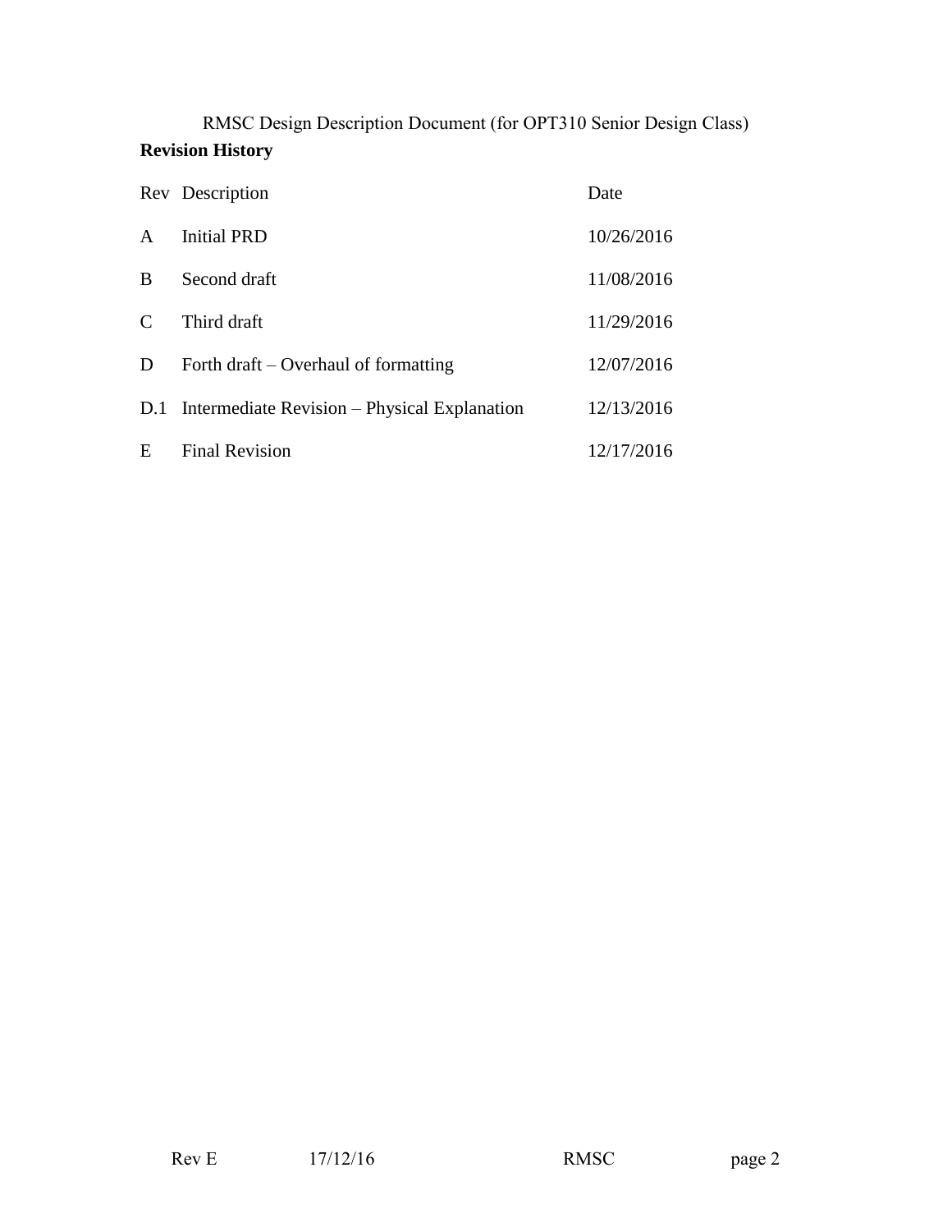RMSC Design Description Document (for OPT310 Senior Design Class)

**Revision History**

| Rev | Description | Date |
|---|---|---|
| A | Initial PRD | 10/26/2016 |
| B | Second draft | 11/08/2016 |
| C | Third draft | 11/29/2016 |
| D | Forth draft – Overhaul of formatting | 12/07/2016 |
| D.1 | Intermediate Revision – Physical Explanation | 12/13/2016 |
| E | Final Revision | 12/17/2016 |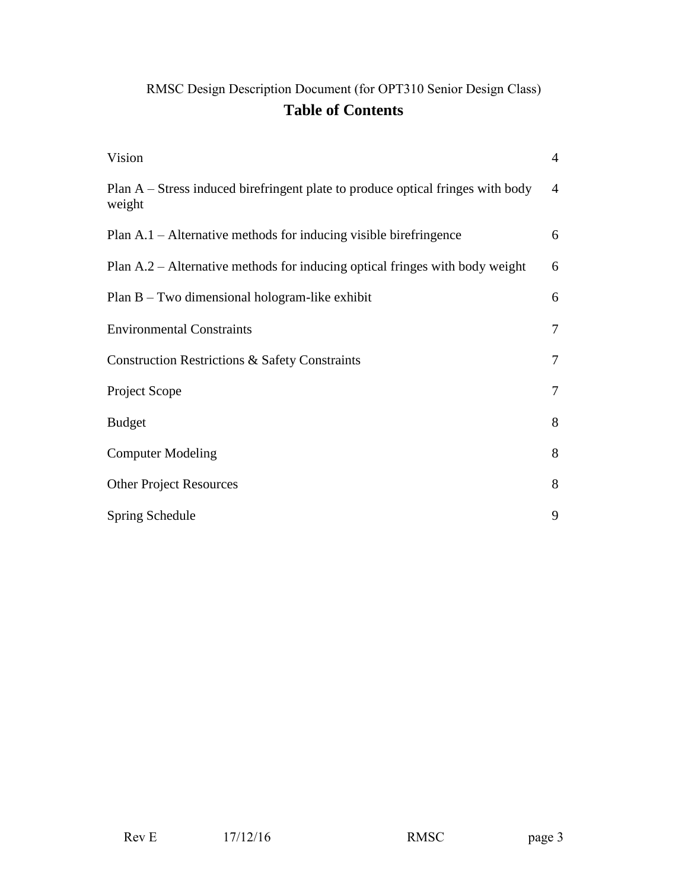RMSC Design Description Document (for OPT310 Senior Design Class)

# Table of Contents

| | |
|---|---|
| Vision | 4 |
| Plan A – Stress induced birefringent plate to produce optical fringes with body weight | 4 |
| Plan A.1 – Alternative methods for inducing visible birefringence | 6 |
| Plan A.2 – Alternative methods for inducing optical fringes with body weight | 6 |
| Plan B – Two dimensional hologram-like exhibit | 6 |
| Environmental Constraints | 7 |
| Construction Restrictions & Safety Constraints | 7 |
| Project Scope | 7 |
| Budget | 8 |
| Computer Modeling | 8 |
| Other Project Resources | 8 |
| Spring Schedule | 9 |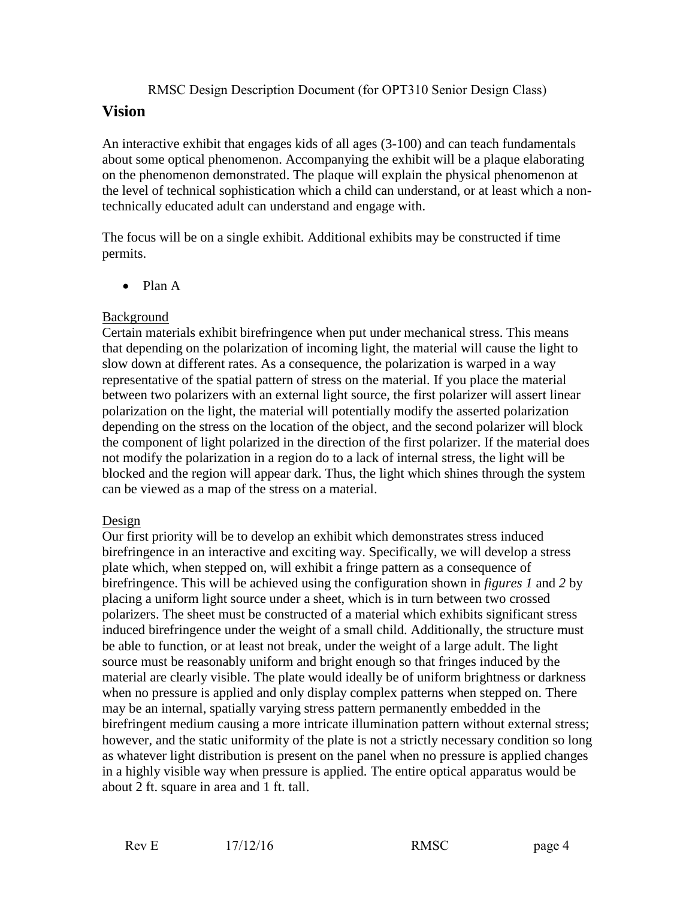RMSC Design Description Document (for OPT310 Senior Design Class)

## Vision

An interactive exhibit that engages kids of all ages (3-100) and can teach fundamentals about some optical phenomenon. Accompanying the exhibit will be a plaque elaborating on the phenomenon demonstrated. The plaque will explain the physical phenomenon at the level of technical sophistication which a child can understand, or at least which a non-technically educated adult can understand and engage with.

The focus will be on a single exhibit. Additional exhibits may be constructed if time permits.

- Plan A

<u>Background</u>

Certain materials exhibit birefringence when put under mechanical stress. This means that depending on the polarization of incoming light, the material will cause the light to slow down at different rates. As a consequence, the polarization is warped in a way representative of the spatial pattern of stress on the material. If you place the material between two polarizers with an external light source, the first polarizer will assert linear polarization on the light, the material will potentially modify the asserted polarization depending on the stress on the location of the object, and the second polarizer will block the component of light polarized in the direction of the first polarizer. If the material does not modify the polarization in a region do to a lack of internal stress, the light will be blocked and the region will appear dark. Thus, the light which shines through the system can be viewed as a map of the stress on a material.

<u>Design</u>

Our first priority will be to develop an exhibit which demonstrates stress induced birefringence in an interactive and exciting way. Specifically, we will develop a stress plate which, when stepped on, will exhibit a fringe pattern as a consequence of birefringence. This will be achieved using the configuration shown in *figures 1* and *2* by placing a uniform light source under a sheet, which is in turn between two crossed polarizers. The sheet must be constructed of a material which exhibits significant stress induced birefringence under the weight of a small child. Additionally, the structure must be able to function, or at least not break, under the weight of a large adult. The light source must be reasonably uniform and bright enough so that fringes induced by the material are clearly visible. The plate would ideally be of uniform brightness or darkness when no pressure is applied and only display complex patterns when stepped on. There may be an internal, spatially varying stress pattern permanently embedded in the birefringent medium causing a more intricate illumination pattern without external stress; however, and the static uniformity of the plate is not a strictly necessary condition so long as whatever light distribution is present on the panel when no pressure is applied changes in a highly visible way when pressure is applied. The entire optical apparatus would be about 2 ft. square in area and 1 ft. tall.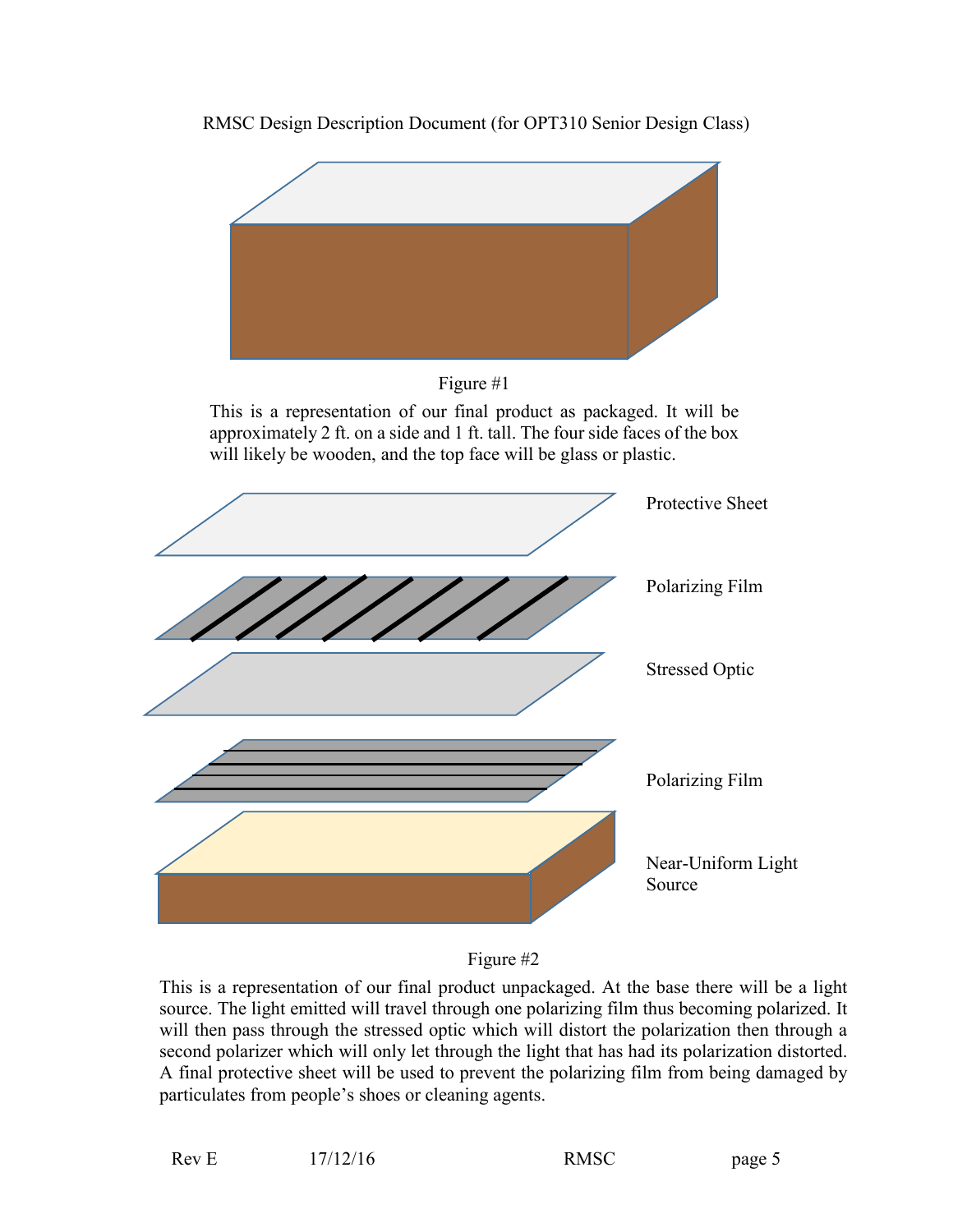Figure #1

This is a representation of our final product as packaged. It will be approximately 2 ft. on a side and 1 ft. tall. The four side faces of the box will likely be wooden, and the top face will be glass or plastic.

Protective Sheet

Polarizing Film

Stressed Optic

Polarizing Film

Near-Uniform Light Source

Figure #2

This is a representation of our final product unpackaged. At the base there will be a light source. The light emitted will travel through one polarizing film thus becoming polarized. It will then pass through the stressed optic which will distort the polarization then through a second polarizer which will only let through the light that has had its polarization distorted. A final protective sheet will be used to prevent the polarizing film from being damaged by particulates from people's shoes or cleaning agents.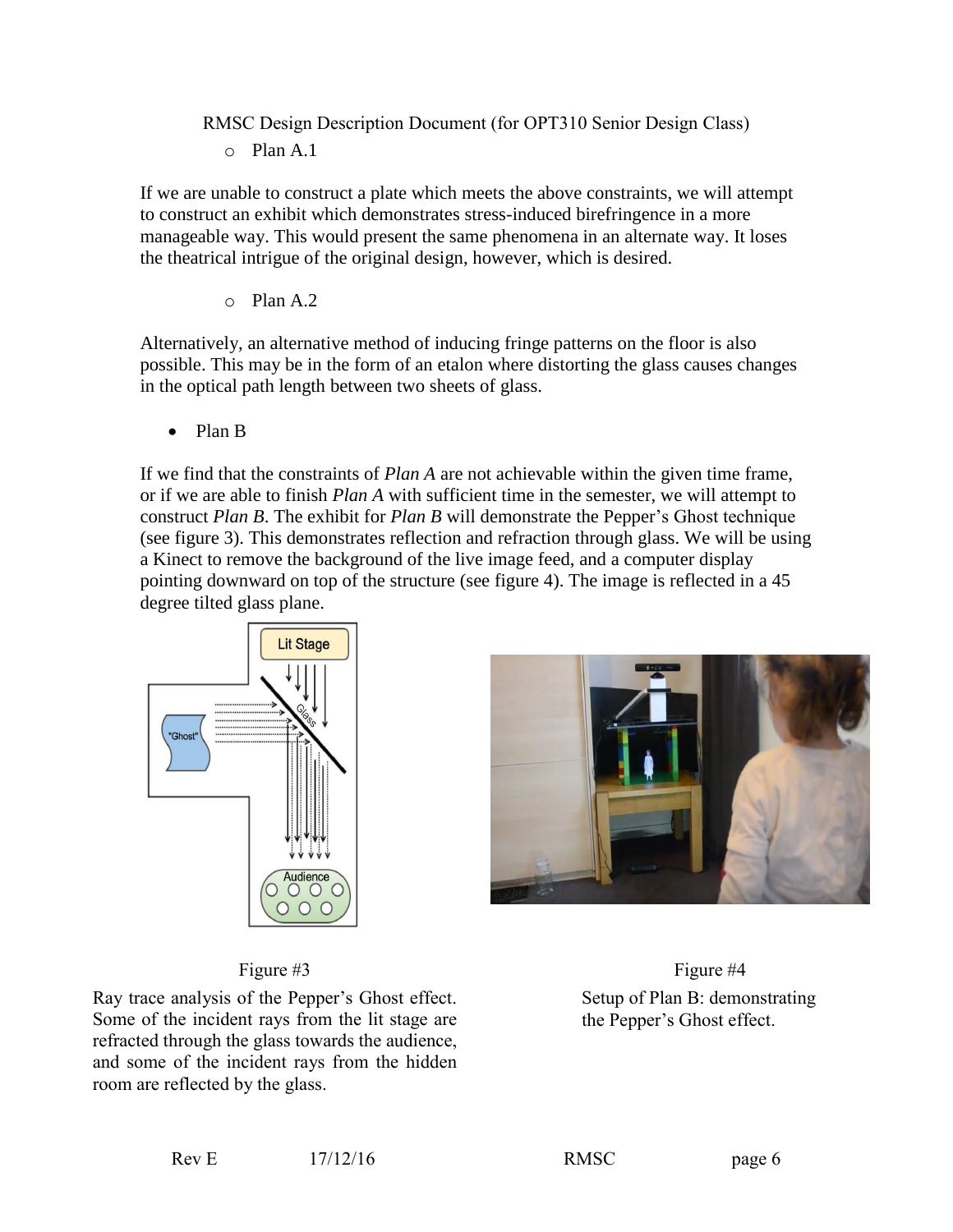- Plan A.1

If we are unable to construct a plate which meets the above constraints, we will attempt to construct an exhibit which demonstrates stress-induced birefringence in a more manageable way. This would present the same phenomena in an alternate way. It loses the theatrical intrigue of the original design, however, which is desired.

- Plan A.2

Alternatively, an alternative method of inducing fringe patterns on the floor is also possible. This may be in the form of an etalon where distorting the glass causes changes in the optical path length between two sheets of glass.

- Plan B

If we find that the constraints of *Plan A* are not achievable within the given time frame, or if we are able to finish *Plan A* with sufficient time in the semester, we will attempt to construct *Plan B*. The exhibit for *Plan B* will demonstrate the Pepper's Ghost technique (see figure 3). This demonstrates reflection and refraction through glass. We will be using a Kinect to remove the background of the live image feed, and a computer display pointing downward on top of the structure (see figure 4). The image is reflected in a 45 degree tilted glass plane.

Figure #3

Ray trace analysis of the Pepper's Ghost effect. Some of the incident rays from the lit stage are refracted through the glass towards the audience, and some of the incident rays from the hidden room are reflected by the glass.

Figure #4

Setup of Plan B: demonstrating the Pepper's Ghost effect.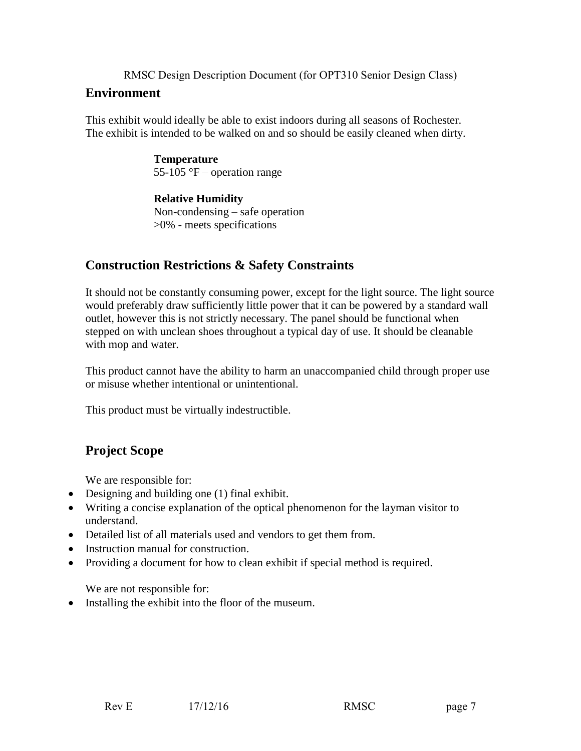## Environment

This exhibit would ideally be able to exist indoors during all seasons of Rochester. The exhibit is intended to be walked on and so should be easily cleaned when dirty.

**Temperature**
55-105 °F – operation range

**Relative Humidity**
Non-condensing – safe operation
>0% - meets specifications

## Construction Restrictions & Safety Constraints

It should not be constantly consuming power, except for the light source. The light source would preferably draw sufficiently little power that it can be powered by a standard wall outlet, however this is not strictly necessary. The panel should be functional when stepped on with unclean shoes throughout a typical day of use. It should be cleanable with mop and water.

This product cannot have the ability to harm an unaccompanied child through proper use or misuse whether intentional or unintentional.

This product must be virtually indestructible.

## Project Scope

We are responsible for:

- Designing and building one (1) final exhibit.
- Writing a concise explanation of the optical phenomenon for the layman visitor to understand.
- Detailed list of all materials used and vendors to get them from.
- Instruction manual for construction.
- Providing a document for how to clean exhibit if special method is required.

We are not responsible for:

- Installing the exhibit into the floor of the museum.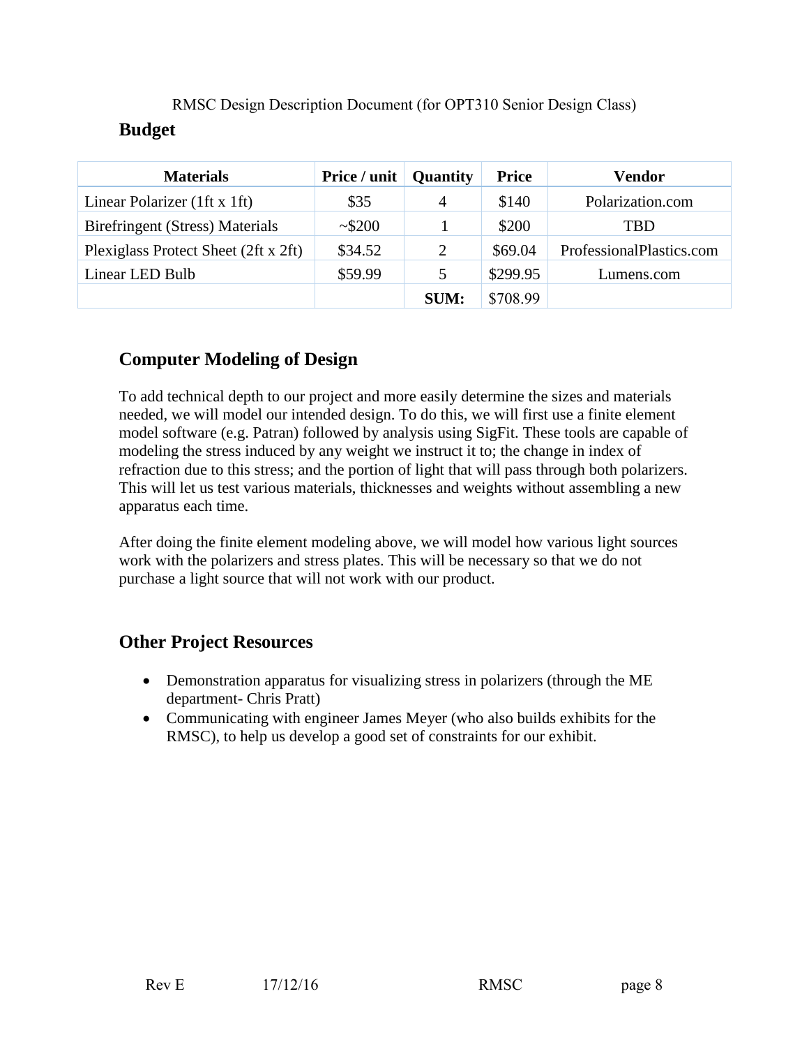## Budget

| Materials | Price / unit | Quantity | Price | Vendor |
|---|---|---|---|---|
| Linear Polarizer (1ft x 1ft) | $35 | 4 | $140 | Polarization.com |
| Birefringent (Stress) Materials | ~$200 | 1 | $200 | TBD |
| Plexiglass Protect Sheet (2ft x 2ft) | $34.52 | 2 | $69.04 | ProfessionalPlastics.com |
| Linear LED Bulb | $59.99 | 5 | $299.95 | Lumens.com |
| | | **SUM:** | $708.99 | |

## Computer Modeling of Design

To add technical depth to our project and more easily determine the sizes and materials needed, we will model our intended design. To do this, we will first use a finite element model software (e.g. Patran) followed by analysis using SigFit. These tools are capable of modeling the stress induced by any weight we instruct it to; the change in index of refraction due to this stress; and the portion of light that will pass through both polarizers. This will let us test various materials, thicknesses and weights without assembling a new apparatus each time.

After doing the finite element modeling above, we will model how various light sources work with the polarizers and stress plates. This will be necessary so that we do not purchase a light source that will not work with our product.

## Other Project Resources

- Demonstration apparatus for visualizing stress in polarizers (through the ME department- Chris Pratt)
- Communicating with engineer James Meyer (who also builds exhibits for the RMSC), to help us develop a good set of constraints for our exhibit.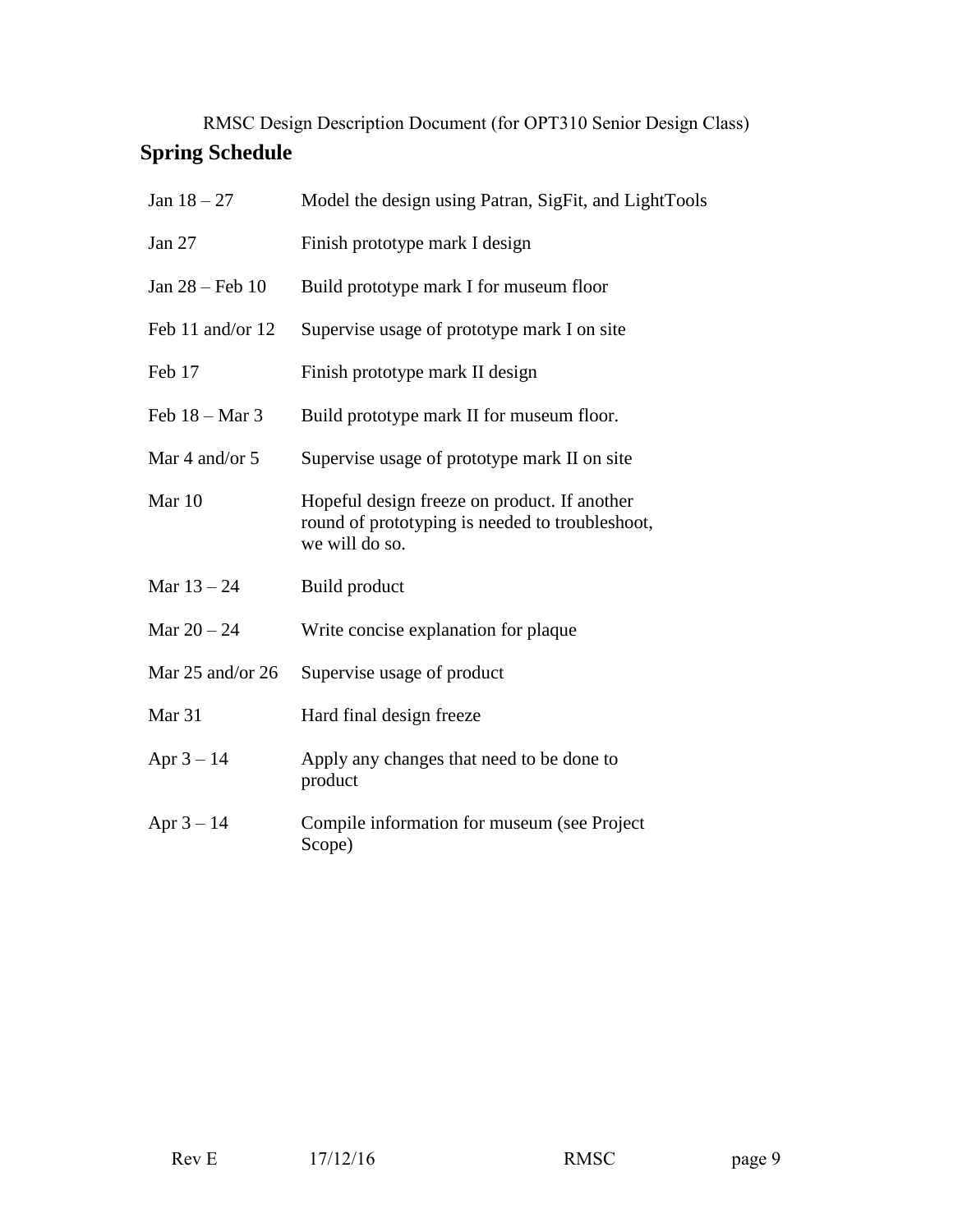## Spring Schedule

| | |
|---|---|
| Jan 18 – 27 | Model the design using Patran, SigFit, and LightTools |
| Jan 27 | Finish prototype mark I design |
| Jan 28 – Feb 10 | Build prototype mark I for museum floor |
| Feb 11 and/or 12 | Supervise usage of prototype mark I on site |
| Feb 17 | Finish prototype mark II design |
| Feb 18 – Mar 3 | Build prototype mark II for museum floor. |
| Mar 4 and/or 5 | Supervise usage of prototype mark II on site |
| Mar 10 | Hopeful design freeze on product. If another round of prototyping is needed to troubleshoot, we will do so. |
| Mar 13 – 24 | Build product |
| Mar 20 – 24 | Write concise explanation for plaque |
| Mar 25 and/or 26 | Supervise usage of product |
| Mar 31 | Hard final design freeze |
| Apr 3 – 14 | Apply any changes that need to be done to product |
| Apr 3 – 14 | Compile information for museum (see Project Scope) |